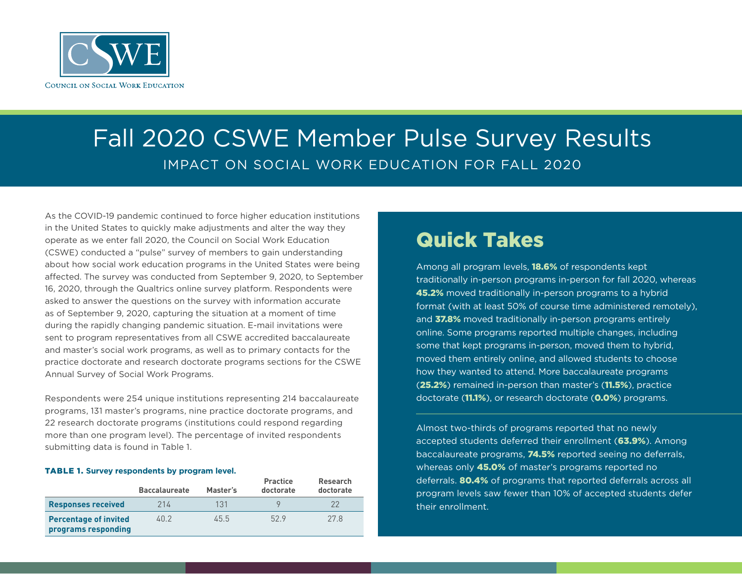# Fall 2020 CSWE Member Pulse Survey Results

## IMPACT ON SOCIAL WORK EDUCATION FOR FALL 2020

As the COVID-19 pandemic continued to force higher education institutions in the United States to quickly make adjustments and alter the way they operate as we enter fall 2020, the Council on Social Work Education (CSWE) conducted a "pulse" survey of members to gain understanding about how social work education programs in the United States were being affected. The survey was conducted from September 9, 2020, to September 16, 2020, through the Qualtrics online survey platform. Respondents were asked to answer the questions on the survey with information accurate as of September 9, 2020, capturing the situation at a moment of time during the rapidly changing pandemic situation. E-mail invitations were sent to program representatives from all CSWE accredited baccalaureate and master's social work programs, as well as to primary contacts for the practice doctorate and research doctorate programs sections for the CSWE Annual Survey of Social Work Programs.

Respondents were 254 unique institutions representing 214 baccalaureate programs, 131 master's programs, nine practice doctorate programs, and 22 research doctorate programs (institutions could respond regarding more than one program level). The percentage of invited respondents submitting data is found in Table 1.

**TABLE 1. Survey respondents by program level.**

| | Baccalaureate | Master's | Practice doctorate | Research doctorate |
|---|---|---|---|---|
| **Responses received** | 214 | 131 | 9 | 22 |
| **Percentage of invited programs responding** | 40.2 | 45.5 | 52.9 | 27.8 |

## Quick Takes

Among all program levels, **18.6%** of respondents kept traditionally in-person programs in-person for fall 2020, whereas **45.2%** moved traditionally in-person programs to a hybrid format (with at least 50% of course time administered remotely), and **37.8%** moved traditionally in-person programs entirely online. Some programs reported multiple changes, including some that kept programs in-person, moved them to hybrid, moved them entirely online, and allowed students to choose how they wanted to attend. More baccalaureate programs (**25.2%**) remained in-person than master's (**11.5%**), practice doctorate (**11.1%**), or research doctorate (**0.0%**) programs.

Almost two-thirds of programs reported that no newly accepted students deferred their enrollment (**63.9%**). Among baccalaureate programs, **74.5%** reported seeing no deferrals, whereas only **45.0%** of master's programs reported no deferrals. **80.4%** of programs that reported deferrals across all program levels saw fewer than 10% of accepted students defer their enrollment.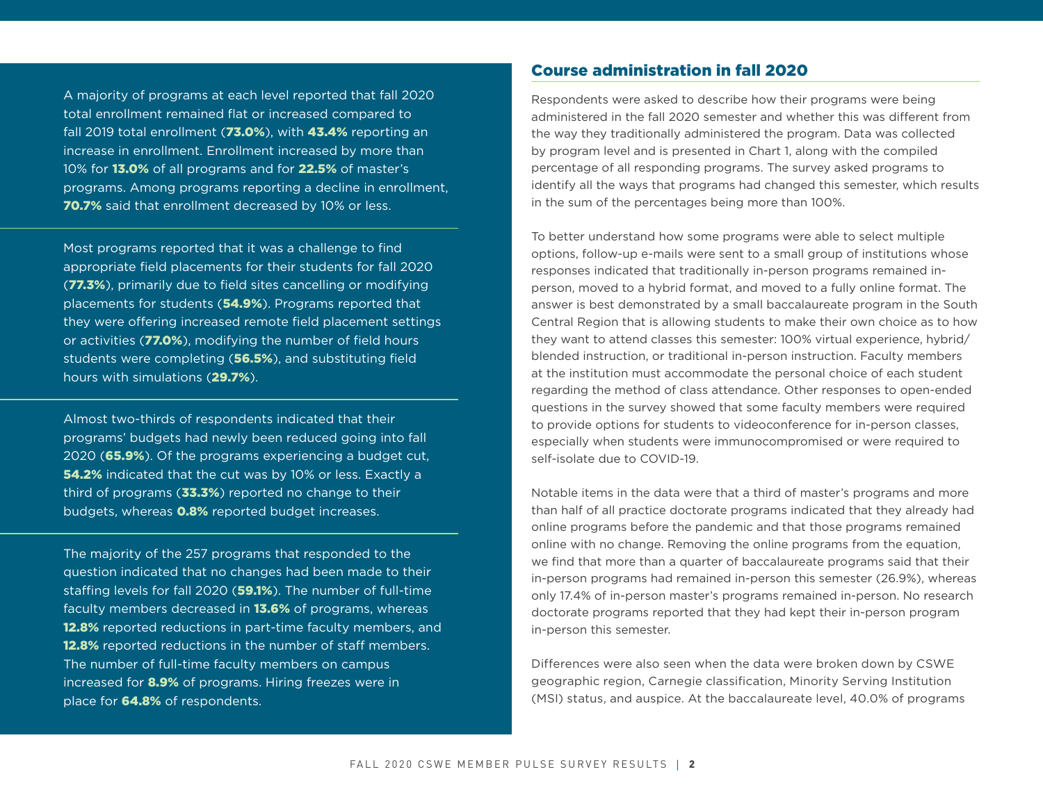A majority of programs at each level reported that fall 2020 total enrollment remained flat or increased compared to fall 2019 total enrollment (**73.0%**), with **43.4%** reporting an increase in enrollment. Enrollment increased by more than 10% for **13.0%** of all programs and for **22.5%** of master's programs. Among programs reporting a decline in enrollment, **70.7%** said that enrollment decreased by 10% or less.

Most programs reported that it was a challenge to find appropriate field placements for their students for fall 2020 (**77.3%**), primarily due to field sites cancelling or modifying placements for students (**54.9%**). Programs reported that they were offering increased remote field placement settings or activities (**77.0%**), modifying the number of field hours students were completing (**56.5%**), and substituting field hours with simulations (**29.7%**).

Almost two-thirds of respondents indicated that their programs' budgets had newly been reduced going into fall 2020 (**65.9%**). Of the programs experiencing a budget cut, **54.2%** indicated that the cut was by 10% or less. Exactly a third of programs (**33.3%**) reported no change to their budgets, whereas **0.8%** reported budget increases.

The majority of the 257 programs that responded to the question indicated that no changes had been made to their staffing levels for fall 2020 (**59.1%**). The number of full-time faculty members decreased in **13.6%** of programs, whereas **12.8%** reported reductions in part-time faculty members, and **12.8%** reported reductions in the number of staff members. The number of full-time faculty members on campus increased for **8.9%** of programs. Hiring freezes were in place for **64.8%** of respondents.

## Course administration in fall 2020

Respondents were asked to describe how their programs were being administered in the fall 2020 semester and whether this was different from the way they traditionally administered the program. Data was collected by program level and is presented in Chart 1, along with the compiled percentage of all responding programs. The survey asked programs to identify all the ways that programs had changed this semester, which results in the sum of the percentages being more than 100%.

To better understand how some programs were able to select multiple options, follow-up e-mails were sent to a small group of institutions whose responses indicated that traditionally in-person programs remained in-person, moved to a hybrid format, and moved to a fully online format. The answer is best demonstrated by a small baccalaureate program in the South Central Region that is allowing students to make their own choice as to how they want to attend classes this semester: 100% virtual experience, hybrid/blended instruction, or traditional in-person instruction. Faculty members at the institution must accommodate the personal choice of each student regarding the method of class attendance. Other responses to open-ended questions in the survey showed that some faculty members were required to provide options for students to videoconference for in-person classes, especially when students were immunocompromised or were required to self-isolate due to COVID-19.

Notable items in the data were that a third of master's programs and more than half of all practice doctorate programs indicated that they already had online programs before the pandemic and that those programs remained online with no change. Removing the online programs from the equation, we find that more than a quarter of baccalaureate programs said that their in-person programs had remained in-person this semester (26.9%), whereas only 17.4% of in-person master's programs remained in-person. No research doctorate programs reported that they had kept their in-person program in-person this semester.

Differences were also seen when the data were broken down by CSWE geographic region, Carnegie classification, Minority Serving Institution (MSI) status, and auspice. At the baccalaureate level, 40.0% of programs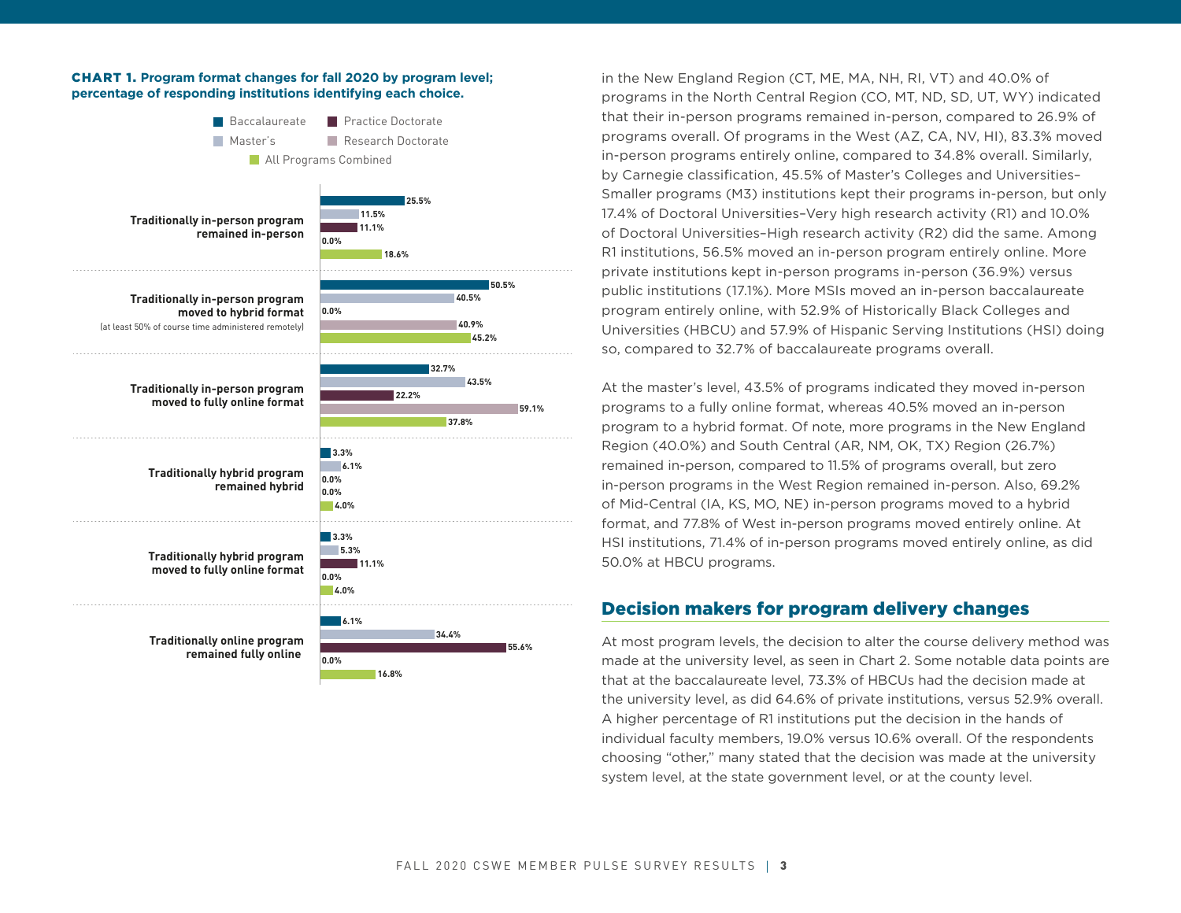**CHART 1. Program format changes for fall 2020 by program level; percentage of responding institutions identifying each choice.**

| | Baccalaureate | Master's | Practice Doctorate | Research Doctorate | All Programs Combined |
|---|---|---|---|---|---|
| Traditionally in-person program remained in-person | 25.5% | 11.5% | 11.1% | 0.0% | 18.6% |
| Traditionally in-person program moved to hybrid format (at least 50% of course time administered remotely) | 50.5% | 40.5% | 0.0% | 40.9% | 45.2% |
| Traditionally in-person program moved to fully online format | 32.7% | 43.5% | 22.2% | 59.1% | 37.8% |
| Traditionally hybrid program remained hybrid | 3.3% | 6.1% | 0.0% | 0.0% | 4.0% |
| Traditionally hybrid program moved to fully online format | 3.3% | 5.3% | 11.1% | 0.0% | 4.0% |
| Traditionally online program remained fully online | 6.1% | 34.4% | 55.6% | 0.0% | 16.8% |

in the New England Region (CT, ME, MA, NH, RI, VT) and 40.0% of programs in the North Central Region (CO, MT, ND, SD, UT, WY) indicated that their in-person programs remained in-person, compared to 26.9% of programs overall. Of programs in the West (AZ, CA, NV, HI), 83.3% moved in-person programs entirely online, compared to 34.8% overall. Similarly, by Carnegie classification, 45.5% of Master's Colleges and Universities–Smaller programs (M3) institutions kept their programs in-person, but only 17.4% of Doctoral Universities–Very high research activity (R1) and 10.0% of Doctoral Universities–High research activity (R2) did the same. Among R1 institutions, 56.5% moved an in-person program entirely online. More private institutions kept in-person programs in-person (36.9%) versus public institutions (17.1%). More MSIs moved an in-person baccalaureate program entirely online, with 52.9% of Historically Black Colleges and Universities (HBCU) and 57.9% of Hispanic Serving Institutions (HSI) doing so, compared to 32.7% of baccalaureate programs overall.

At the master's level, 43.5% of programs indicated they moved in-person programs to a fully online format, whereas 40.5% moved an in-person program to a hybrid format. Of note, more programs in the New England Region (40.0%) and South Central (AR, NM, OK, TX) Region (26.7%) remained in-person, compared to 11.5% of programs overall, but zero in-person programs in the West Region remained in-person. Also, 69.2% of Mid-Central (IA, KS, MO, NE) in-person programs moved to a hybrid format, and 77.8% of West in-person programs moved entirely online. At HSI institutions, 71.4% of in-person programs moved entirely online, as did 50.0% at HBCU programs.

## Decision makers for program delivery changes

At most program levels, the decision to alter the course delivery method was made at the university level, as seen in Chart 2. Some notable data points are that at the baccalaureate level, 73.3% of HBCUs had the decision made at the university level, as did 64.6% of private institutions, versus 52.9% overall. A higher percentage of R1 institutions put the decision in the hands of individual faculty members, 19.0% versus 10.6% overall. Of the respondents choosing "other," many stated that the decision was made at the university system level, at the state government level, or at the county level.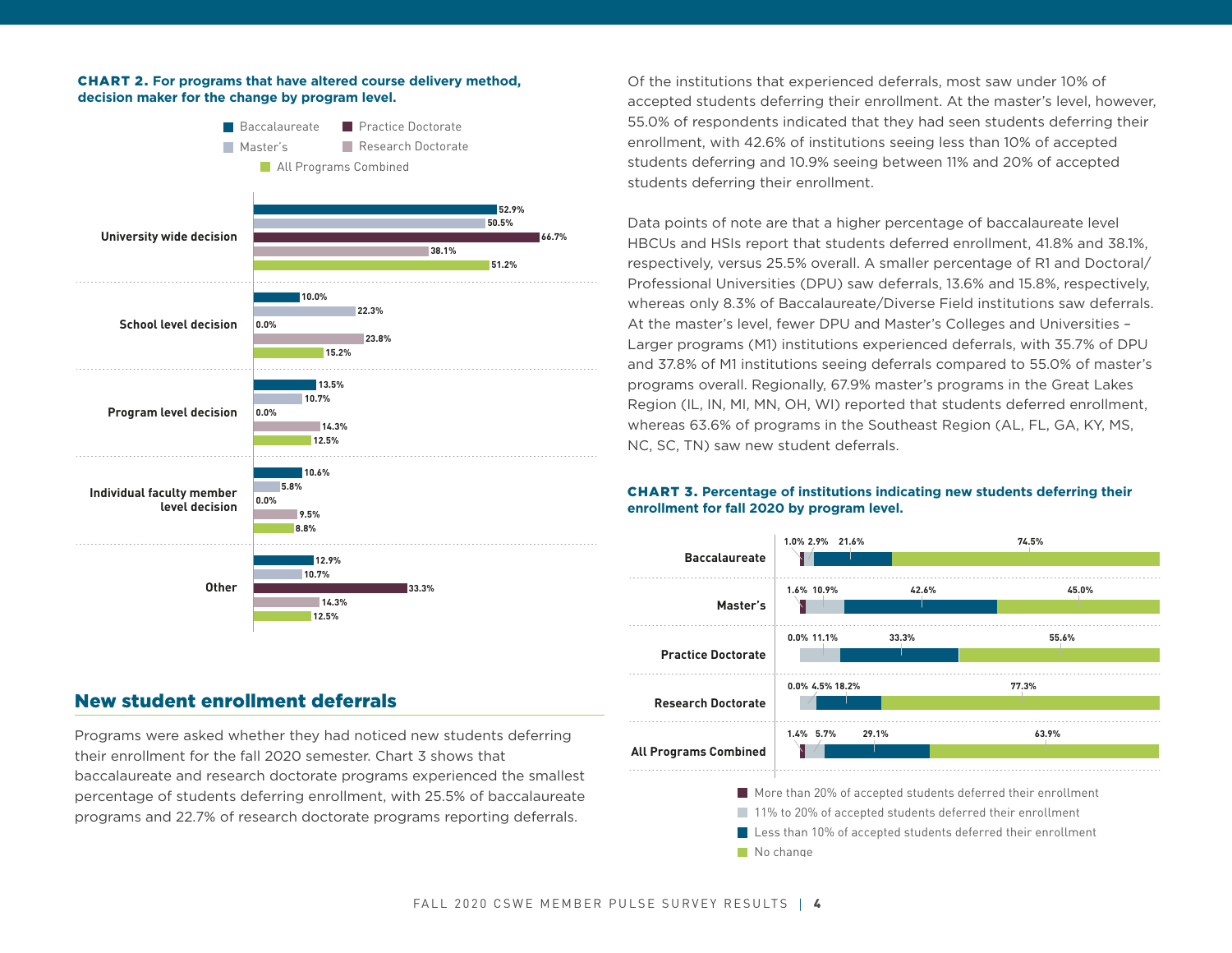**CHART 2. For programs that have altered course delivery method, decision maker for the change by program level.**

| | Baccalaureate | Master's | Practice Doctorate | Research Doctorate | All Programs Combined |
|---|---|---|---|---|---|
| University wide decision | 52.9% | 50.5% | 66.7% | 38.1% | 51.2% |
| School level decision | 10.0% | 22.3% | 0.0% | 23.8% | 15.2% |
| Program level decision | 13.5% | 10.7% | 0.0% | 14.3% | 12.5% |
| Individual faculty member level decision | 10.6% | 5.8% | 0.0% | 9.5% | 8.8% |
| Other | 12.9% | 10.7% | 33.3% | 14.3% | 12.5% |

## New student enrollment deferrals

Programs were asked whether they had noticed new students deferring their enrollment for the fall 2020 semester. Chart 3 shows that baccalaureate and research doctorate programs experienced the smallest percentage of students deferring enrollment, with 25.5% of baccalaureate programs and 22.7% of research doctorate programs reporting deferrals.

Of the institutions that experienced deferrals, most saw under 10% of accepted students deferring their enrollment. At the master's level, however, 55.0% of respondents indicated that they had seen students deferring their enrollment, with 42.6% of institutions seeing less than 10% of accepted students deferring and 10.9% seeing between 11% and 20% of accepted students deferring their enrollment.

Data points of note are that a higher percentage of baccalaureate level HBCUs and HSIs report that students deferred enrollment, 41.8% and 38.1%, respectively, versus 25.5% overall. A smaller percentage of R1 and Doctoral/Professional Universities (DPU) saw deferrals, 13.6% and 15.8%, respectively, whereas only 8.3% of Baccalaureate/Diverse Field institutions saw deferrals. At the master's level, fewer DPU and Master's Colleges and Universities – Larger programs (M1) institutions experienced deferrals, with 35.7% of DPU and 37.8% of M1 institutions seeing deferrals compared to 55.0% of master's programs overall. Regionally, 67.9% master's programs in the Great Lakes Region (IL, IN, MI, MN, OH, WI) reported that students deferred enrollment, whereas 63.6% of programs in the Southeast Region (AL, FL, GA, KY, MS, NC, SC, TN) saw new student deferrals.

**CHART 3. Percentage of institutions indicating new students deferring their enrollment for fall 2020 by program level.**

| | More than 20% of accepted students deferred their enrollment | 11% to 20% of accepted students deferred their enrollment | Less than 10% of accepted students deferred their enrollment | No change |
|---|---|---|---|---|
| Baccalaureate | 1.0% | 2.9% | 21.6% | 74.5% |
| Master's | 1.6% | 10.9% | 42.6% | 45.0% |
| Practice Doctorate | 0.0% | 11.1% | 33.3% | 55.6% |
| Research Doctorate | 0.0% | 4.5% | 18.2% | 77.3% |
| All Programs Combined | 1.4% | 5.7% | 29.1% | 63.9% |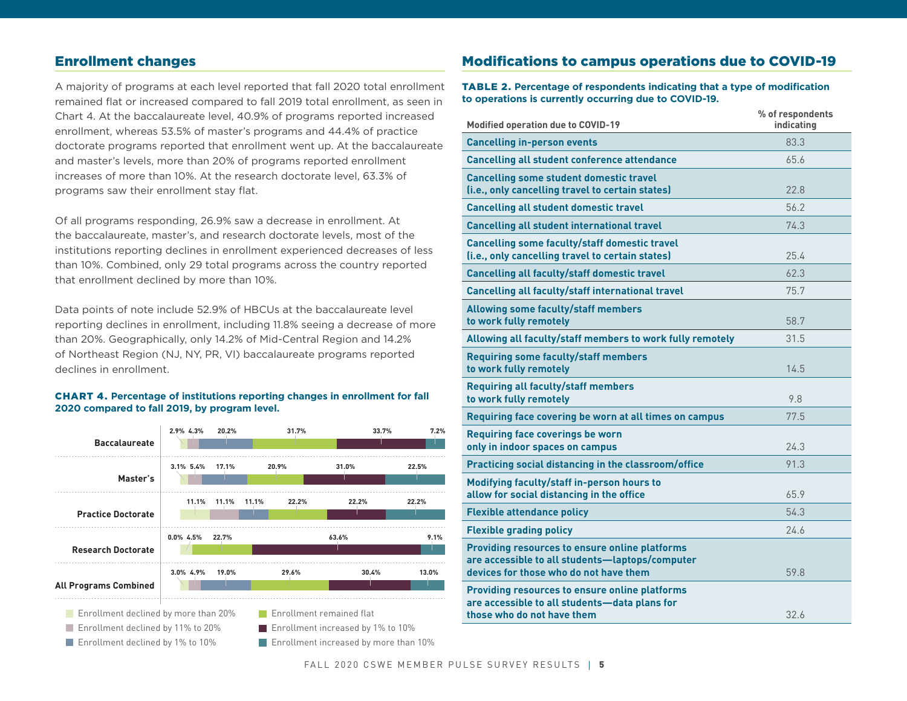## Enrollment changes

A majority of programs at each level reported that fall 2020 total enrollment remained flat or increased compared to fall 2019 total enrollment, as seen in Chart 4. At the baccalaureate level, 40.9% of programs reported increased enrollment, whereas 53.5% of master's programs and 44.4% of practice doctorate programs reported that enrollment went up. At the baccalaureate and master's levels, more than 20% of programs reported enrollment increases of more than 10%. At the research doctorate level, 63.3% of programs saw their enrollment stay flat.

Of all programs responding, 26.9% saw a decrease in enrollment. At the baccalaureate, master's, and research doctorate levels, most of the institutions reporting declines in enrollment experienced decreases of less than 10%. Combined, only 29 total programs across the country reported that enrollment declined by more than 10%.

Data points of note include 52.9% of HBCUs at the baccalaureate level reporting declines in enrollment, including 11.8% seeing a decrease of more than 20%. Geographically, only 14.2% of Mid-Central Region and 14.2% of Northeast Region (NJ, NY, PR, VI) baccalaureate programs reported declines in enrollment.

**CHART 4. Percentage of institutions reporting changes in enrollment for fall 2020 compared to fall 2019, by program level.**

| | Enrollment declined by more than 20% | Enrollment declined by 11% to 20% | Enrollment declined by 1% to 10% | Enrollment remained flat | Enrollment increased by 1% to 10% | Enrollment increased by more than 10% |
|---|---|---|---|---|---|---|
| Baccalaureate | 2.9% | 4.3% | 20.2% | 31.7% | 33.7% | 7.2% |
| Master's | 3.1% | 5.4% | 17.1% | 20.9% | 31.0% | 22.5% |
| Practice Doctorate | 11.1% | 11.1% | 11.1% | 22.2% | 22.2% | 22.2% |
| Research Doctorate | 0.0% | 4.5% | 22.7% | 63.6% | 9.1% | |
| All Programs Combined | 3.0% | 4.9% | 19.0% | 29.6% | 30.4% | 13.0% |

## Modifications to campus operations due to COVID-19

**TABLE 2. Percentage of respondents indicating that a type of modification to operations is currently occurring due to COVID-19.**

| Modified operation due to COVID-19 | % of respondents indicating |
|---|---|
| Cancelling in-person events | 83.3 |
| Cancelling all student conference attendance | 65.6 |
| Cancelling some student domestic travel (i.e., only cancelling travel to certain states) | 22.8 |
| Cancelling all student domestic travel | 56.2 |
| Cancelling all student international travel | 74.3 |
| Cancelling some faculty/staff domestic travel (i.e., only cancelling travel to certain states) | 25.4 |
| Cancelling all faculty/staff domestic travel | 62.3 |
| Cancelling all faculty/staff international travel | 75.7 |
| Allowing some faculty/staff members to work fully remotely | 58.7 |
| Allowing all faculty/staff members to work fully remotely | 31.5 |
| Requiring some faculty/staff members to work fully remotely | 14.5 |
| Requiring all faculty/staff members to work fully remotely | 9.8 |
| Requiring face covering be worn at all times on campus | 77.5 |
| Requiring face coverings be worn only in indoor spaces on campus | 24.3 |
| Practicing social distancing in the classroom/office | 91.3 |
| Modifying faculty/staff in-person hours to allow for social distancing in the office | 65.9 |
| Flexible attendance policy | 54.3 |
| Flexible grading policy | 24.6 |
| Providing resources to ensure online platforms are accessible to all students—laptops/computer devices for those who do not have them | 59.8 |
| Providing resources to ensure online platforms are accessible to all students—data plans for those who do not have them | 32.6 |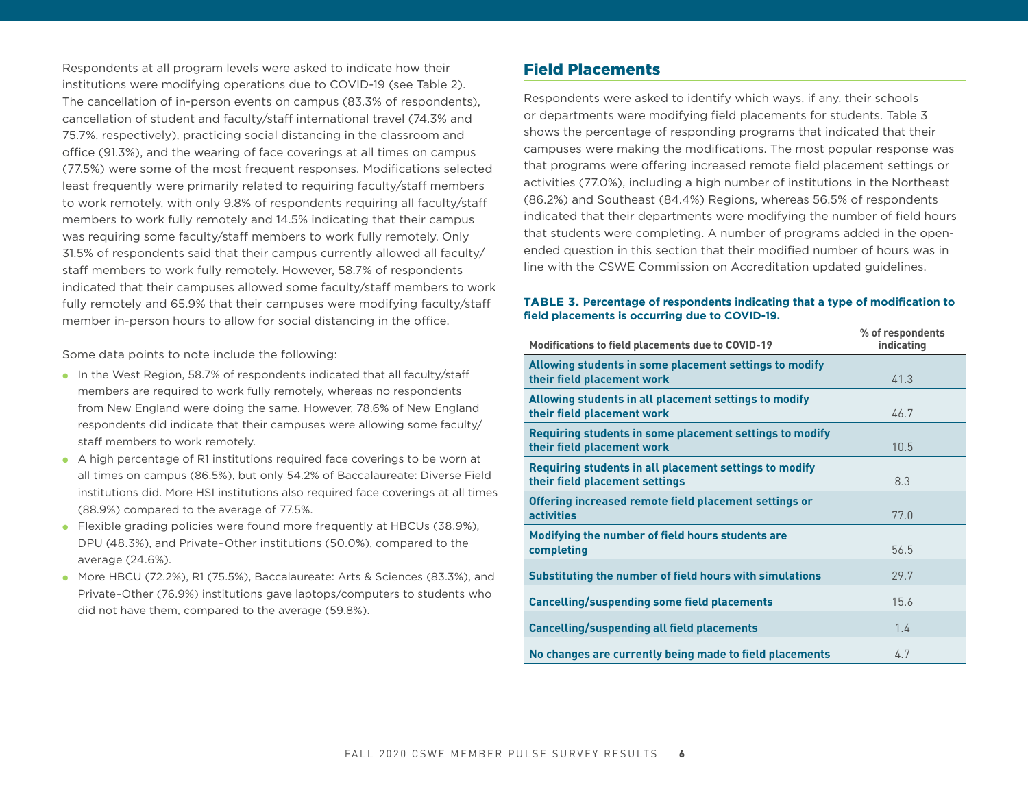Respondents at all program levels were asked to indicate how their institutions were modifying operations due to COVID-19 (see Table 2). The cancellation of in-person events on campus (83.3% of respondents), cancellation of student and faculty/staff international travel (74.3% and 75.7%, respectively), practicing social distancing in the classroom and office (91.3%), and the wearing of face coverings at all times on campus (77.5%) were some of the most frequent responses. Modifications selected least frequently were primarily related to requiring faculty/staff members to work remotely, with only 9.8% of respondents requiring all faculty/staff members to work fully remotely and 14.5% indicating that their campus was requiring some faculty/staff members to work fully remotely. Only 31.5% of respondents said that their campus currently allowed all faculty/staff members to work fully remotely. However, 58.7% of respondents indicated that their campuses allowed some faculty/staff members to work fully remotely and 65.9% that their campuses were modifying faculty/staff member in-person hours to allow for social distancing in the office.

Some data points to note include the following:

- In the West Region, 58.7% of respondents indicated that all faculty/staff members are required to work fully remotely, whereas no respondents from New England were doing the same. However, 78.6% of New England respondents did indicate that their campuses were allowing some faculty/staff members to work remotely.
- A high percentage of R1 institutions required face coverings to be worn at all times on campus (86.5%), but only 54.2% of Baccalaureate: Diverse Field institutions did. More HSI institutions also required face coverings at all times (88.9%) compared to the average of 77.5%.
- Flexible grading policies were found more frequently at HBCUs (38.9%), DPU (48.3%), and Private–Other institutions (50.0%), compared to the average (24.6%).
- More HBCU (72.2%), R1 (75.5%), Baccalaureate: Arts & Sciences (83.3%), and Private–Other (76.9%) institutions gave laptops/computers to students who did not have them, compared to the average (59.8%).

## Field Placements

Respondents were asked to identify which ways, if any, their schools or departments were modifying field placements for students. Table 3 shows the percentage of responding programs that indicated that their campuses were making the modifications. The most popular response was that programs were offering increased remote field placement settings or activities (77.0%), including a high number of institutions in the Northeast (86.2%) and Southeast (84.4%) Regions, whereas 56.5% of respondents indicated that their departments were modifying the number of field hours that students were completing. A number of programs added in the open-ended question in this section that their modified number of hours was in line with the CSWE Commission on Accreditation updated guidelines.

**TABLE 3. Percentage of respondents indicating that a type of modification to field placements is occurring due to COVID-19.**

| Modifications to field placements due to COVID-19 | % of respondents indicating |
| --- | --- |
| Allowing students in some placement settings to modify their field placement work | 41.3 |
| Allowing students in all placement settings to modify their field placement work | 46.7 |
| Requiring students in some placement settings to modify their field placement work | 10.5 |
| Requiring students in all placement settings to modify their field placement settings | 8.3 |
| Offering increased remote field placement settings or activities | 77.0 |
| Modifying the number of field hours students are completing | 56.5 |
| Substituting the number of field hours with simulations | 29.7 |
| Cancelling/suspending some field placements | 15.6 |
| Cancelling/suspending all field placements | 1.4 |
| No changes are currently being made to field placements | 4.7 |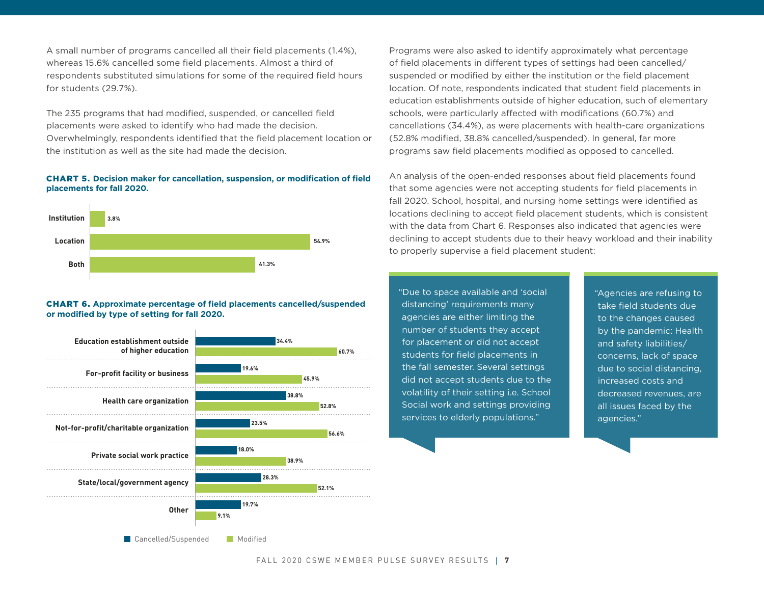A small number of programs cancelled all their field placements (1.4%), whereas 15.6% cancelled some field placements. Almost a third of respondents substituted simulations for some of the required field hours for students (29.7%).

The 235 programs that had modified, suspended, or cancelled field placements were asked to identify who had made the decision. Overwhelmingly, respondents identified that the field placement location or the institution as well as the site had made the decision.

**CHART 5. Decision maker for cancellation, suspension, or modification of field placements for fall 2020.**

| Decision maker | Percentage |
|---|---|
| Institution | 3.8% |
| Location | 54.9% |
| Both | 41.3% |

**CHART 6. Approximate percentage of field placements cancelled/suspended or modified by type of setting for fall 2020.**

| Type of setting | Cancelled/Suspended | Modified |
|---|---|---|
| Education establishment outside of higher education | 34.4% | 60.7% |
| For-profit facility or business | 19.6% | 45.9% |
| Health care organization | 38.8% | 52.8% |
| Not-for-profit/charitable organization | 23.5% | 56.6% |
| Private social work practice | 18.0% | 38.9% |
| State/local/government agency | 28.3% | 52.1% |
| Other | 19.7% | 9.1% |

Programs were also asked to identify approximately what percentage of field placements in different types of settings had been cancelled/suspended or modified by either the institution or the field placement location. Of note, respondents indicated that student field placements in education establishments outside of higher education, such of elementary schools, were particularly affected with modifications (60.7%) and cancellations (34.4%), as were placements with health-care organizations (52.8% modified, 38.8% cancelled/suspended). In general, far more programs saw field placements modified as opposed to cancelled.

An analysis of the open-ended responses about field placements found that some agencies were not accepting students for field placements in fall 2020. School, hospital, and nursing home settings were identified as locations declining to accept field placement students, which is consistent with the data from Chart 6. Responses also indicated that agencies were declining to accept students due to their heavy workload and their inability to properly supervise a field placement student:

> "Due to space available and 'social distancing' requirements many agencies are either limiting the number of students they accept for placement or did not accept students for field placements in the fall semester. Several settings did not accept students due to the volatility of their setting i.e. School Social work and settings providing services to elderly populations."

> "Agencies are refusing to take field students due to the changes caused by the pandemic: Health and safety liabilities/concerns, lack of space due to social distancing, increased costs and decreased revenues, are all issues faced by the agencies."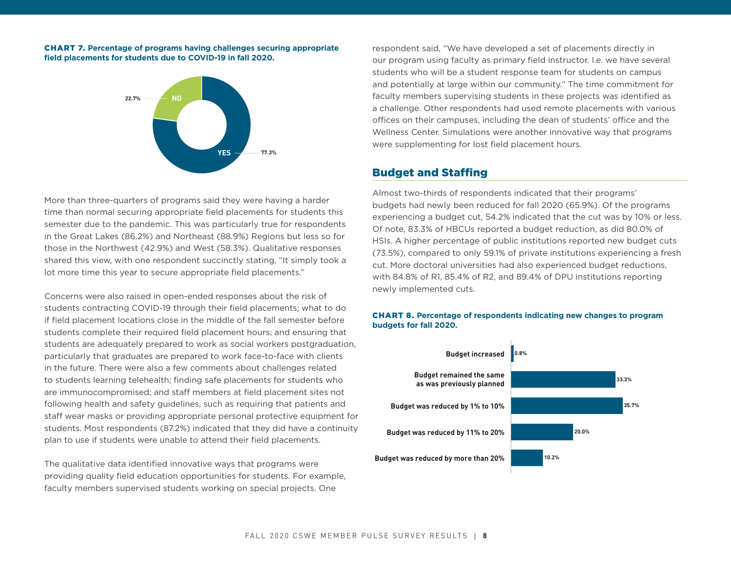**CHART 7. Percentage of programs having challenges securing appropriate field placements for students due to COVID-19 in fall 2020.**

| Response | Percentage |
| --- | --- |
| YES | 77.3% |
| NO | 22.7% |

More than three-quarters of programs said they were having a harder time than normal securing appropriate field placements for students this semester due to the pandemic. This was particularly true for respondents in the Great Lakes (86.2%) and Northeast (88.9%) Regions but less so for those in the Northwest (42.9%) and West (58.3%). Qualitative responses shared this view, with one respondent succinctly stating, "It simply took a lot more time this year to secure appropriate field placements."

Concerns were also raised in open-ended responses about the risk of students contracting COVID-19 through their field placements; what to do if field placement locations close in the middle of the fall semester before students complete their required field placement hours; and ensuring that students are adequately prepared to work as social workers postgraduation, particularly that graduates are prepared to work face-to-face with clients in the future. There were also a few comments about challenges related to students learning telehealth; finding safe placements for students who are immunocompromised; and staff members at field placement sites not following health and safety guidelines, such as requiring that patients and staff wear masks or providing appropriate personal protective equipment for students. Most respondents (87.2%) indicated that they did have a continuity plan to use if students were unable to attend their field placements.

The qualitative data identified innovative ways that programs were providing quality field education opportunities for students. For example, faculty members supervised students working on special projects. One respondent said, "We have developed a set of placements directly in our program using faculty as primary field instructor. I.e. we have several students who will be a student response team for students on campus and potentially at large within our community." The time commitment for faculty members supervising students in these projects was identified as a challenge. Other respondents had used remote placements with various offices on their campuses, including the dean of students' office and the Wellness Center. Simulations were another innovative way that programs were supplementing for lost field placement hours.

## Budget and Staffing

Almost two-thirds of respondents indicated that their programs' budgets had newly been reduced for fall 2020 (65.9%). Of the programs experiencing a budget cut, 54.2% indicated that the cut was by 10% or less. Of note, 83.3% of HBCUs reported a budget reduction, as did 80.0% of HSIs. A higher percentage of public institutions reported new budget cuts (73.5%), compared to only 59.1% of private institutions experiencing a fresh cut. More doctoral universities had also experienced budget reductions, with 84.8% of R1, 85.4% of R2, and 89.4% of DPU institutions reporting newly implemented cuts.

**CHART 8. Percentage of respondents indicating new changes to program budgets for fall 2020.**

| Budget change | Percentage |
| --- | --- |
| Budget increased | 0.8% |
| Budget remained the same as was previously planned | 33.3% |
| Budget was reduced by 1% to 10% | 35.7% |
| Budget was reduced by 11% to 20% | 20.0% |
| Budget was reduced by more than 20% | 10.2% |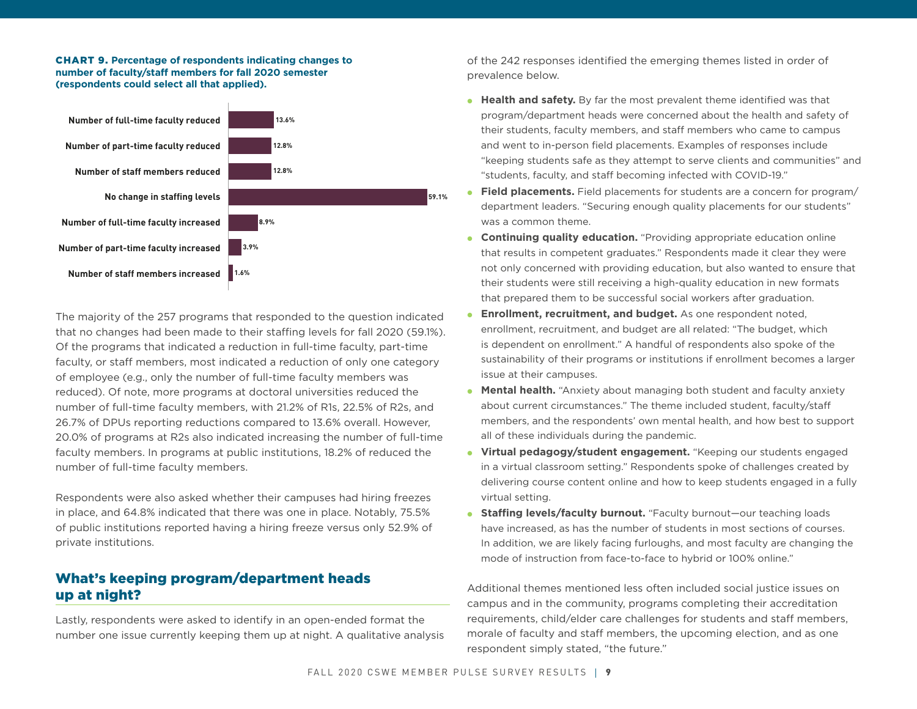**CHART 9. Percentage of respondents indicating changes to number of faculty/staff members for fall 2020 semester (respondents could select all that applied).**

Number of full-time faculty reduced 13.6%
Number of part-time faculty reduced 12.8%
Number of staff members reduced 12.8%
No change in staffing levels 59.1%
Number of full-time faculty increased 8.9%
Number of part-time faculty increased 3.9%
Number of staff members increased 1.6%

The majority of the 257 programs that responded to the question indicated that no changes had been made to their staffing levels for fall 2020 (59.1%). Of the programs that indicated a reduction in full-time faculty, part-time faculty, or staff members, most indicated a reduction of only one category of employee (e.g., only the number of full-time faculty members was reduced). Of note, more programs at doctoral universities reduced the number of full-time faculty members, with 21.2% of R1s, 22.5% of R2s, and 26.7% of DPUs reporting reductions compared to 13.6% overall. However, 20.0% of programs at R2s also indicated increasing the number of full-time faculty members. In programs at public institutions, 18.2% of reduced the number of full-time faculty members.

Respondents were also asked whether their campuses had hiring freezes in place, and 64.8% indicated that there was one in place. Notably, 75.5% of public institutions reported having a hiring freeze versus only 52.9% of private institutions.

## What's keeping program/department heads up at night?

Lastly, respondents were asked to identify in an open-ended format the number one issue currently keeping them up at night. A qualitative analysis of the 242 responses identified the emerging themes listed in order of prevalence below.

- **Health and safety.** By far the most prevalent theme identified was that program/department heads were concerned about the health and safety of their students, faculty members, and staff members who came to campus and went to in-person field placements. Examples of responses include "keeping students safe as they attempt to serve clients and communities" and "students, faculty, and staff becoming infected with COVID-19."
- **Field placements.** Field placements for students are a concern for program/department leaders. "Securing enough quality placements for our students" was a common theme.
- **Continuing quality education.** "Providing appropriate education online that results in competent graduates." Respondents made it clear they were not only concerned with providing education, but also wanted to ensure that their students were still receiving a high-quality education in new formats that prepared them to be successful social workers after graduation.
- **Enrollment, recruitment, and budget.** As one respondent noted, enrollment, recruitment, and budget are all related: "The budget, which is dependent on enrollment." A handful of respondents also spoke of the sustainability of their programs or institutions if enrollment becomes a larger issue at their campuses.
- **Mental health.** "Anxiety about managing both student and faculty anxiety about current circumstances." The theme included student, faculty/staff members, and the respondents' own mental health, and how best to support all of these individuals during the pandemic.
- **Virtual pedagogy/student engagement.** "Keeping our students engaged in a virtual classroom setting." Respondents spoke of challenges created by delivering course content online and how to keep students engaged in a fully virtual setting.
- **Staffing levels/faculty burnout.** "Faculty burnout—our teaching loads have increased, as has the number of students in most sections of courses. In addition, we are likely facing furloughs, and most faculty are changing the mode of instruction from face-to-face to hybrid or 100% online."

Additional themes mentioned less often included social justice issues on campus and in the community, programs completing their accreditation requirements, child/elder care challenges for students and staff members, morale of faculty and staff members, the upcoming election, and as one respondent simply stated, "the future."